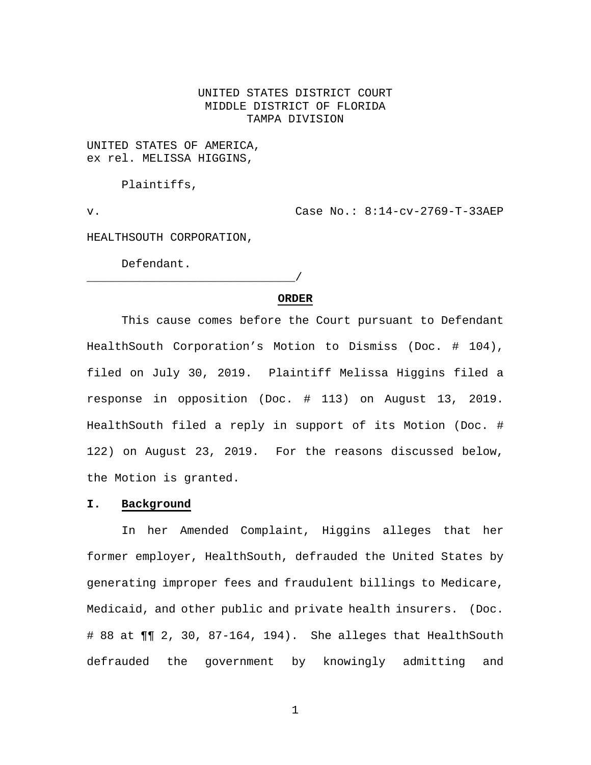UNITED STATES DISTRICT COURT
MIDDLE DISTRICT OF FLORIDA
TAMPA DIVISION

UNITED STATES OF AMERICA,
ex rel. MELISSA HIGGINS,

Plaintiffs,

v. Case No.: 8:14-cv-2769-T-33AEP

HEALTHSOUTH CORPORATION,

Defendant.
______________________________/

## ORDER

This cause comes before the Court pursuant to Defendant HealthSouth Corporation's Motion to Dismiss (Doc. # 104), filed on July 30, 2019. Plaintiff Melissa Higgins filed a response in opposition (Doc. # 113) on August 13, 2019. HealthSouth filed a reply in support of its Motion (Doc. # 122) on August 23, 2019. For the reasons discussed below, the Motion is granted.

## I. Background

In her Amended Complaint, Higgins alleges that her former employer, HealthSouth, defrauded the United States by generating improper fees and fraudulent billings to Medicare, Medicaid, and other public and private health insurers. (Doc. # 88 at ¶¶ 2, 30, 87-164, 194). She alleges that HealthSouth defrauded the government by knowingly admitting and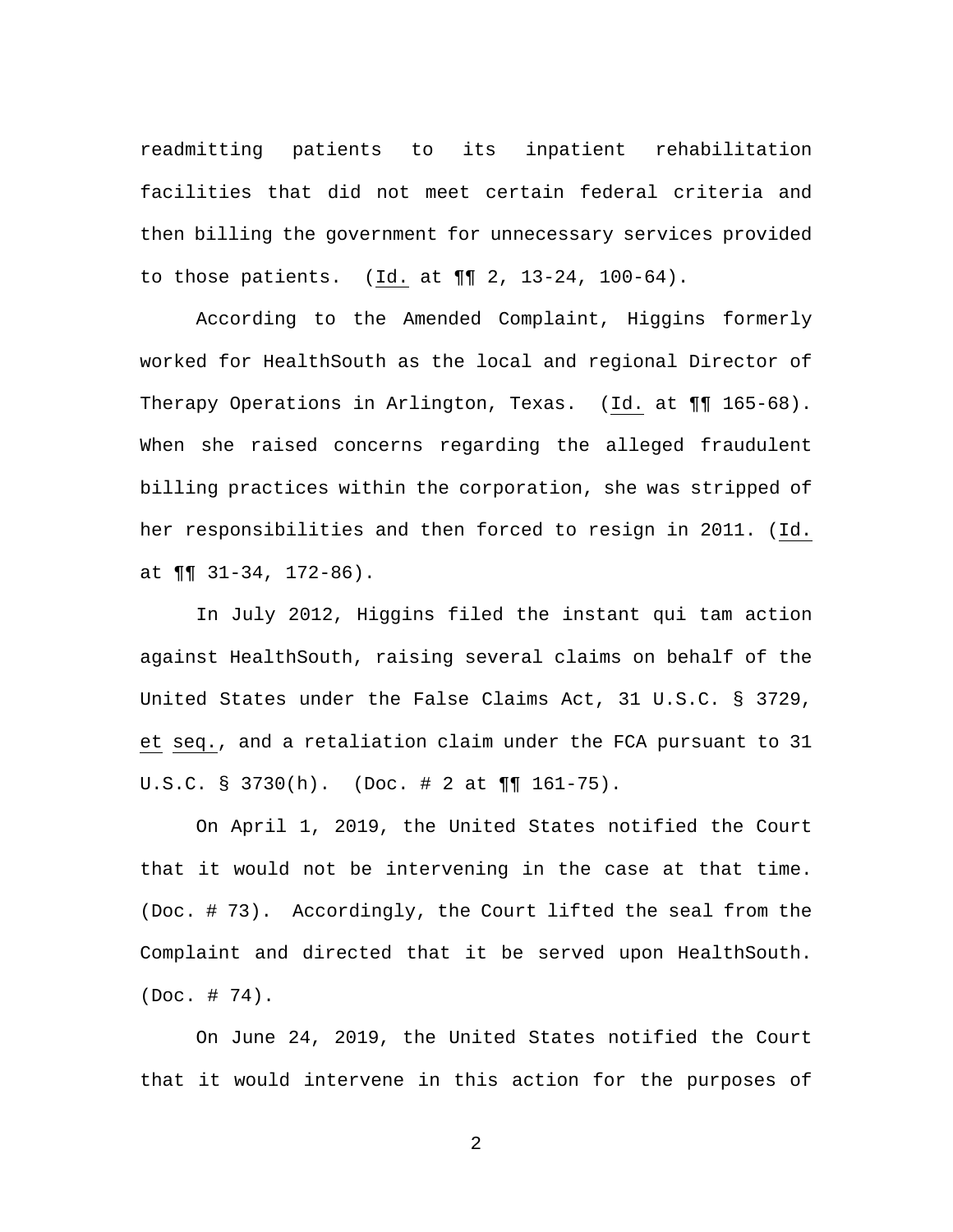readmitting patients to its inpatient rehabilitation facilities that did not meet certain federal criteria and then billing the government for unnecessary services provided to those patients. (Id. at ¶¶ 2, 13-24, 100-64).

According to the Amended Complaint, Higgins formerly worked for HealthSouth as the local and regional Director of Therapy Operations in Arlington, Texas. (Id. at ¶¶ 165-68). When she raised concerns regarding the alleged fraudulent billing practices within the corporation, she was stripped of her responsibilities and then forced to resign in 2011. (Id. at ¶¶ 31-34, 172-86).

In July 2012, Higgins filed the instant qui tam action against HealthSouth, raising several claims on behalf of the United States under the False Claims Act, 31 U.S.C. § 3729, et seq., and a retaliation claim under the FCA pursuant to 31 U.S.C. § 3730(h). (Doc. # 2 at ¶¶ 161-75).

On April 1, 2019, the United States notified the Court that it would not be intervening in the case at that time. (Doc. # 73). Accordingly, the Court lifted the seal from the Complaint and directed that it be served upon HealthSouth. (Doc. # 74).

On June 24, 2019, the United States notified the Court that it would intervene in this action for the purposes of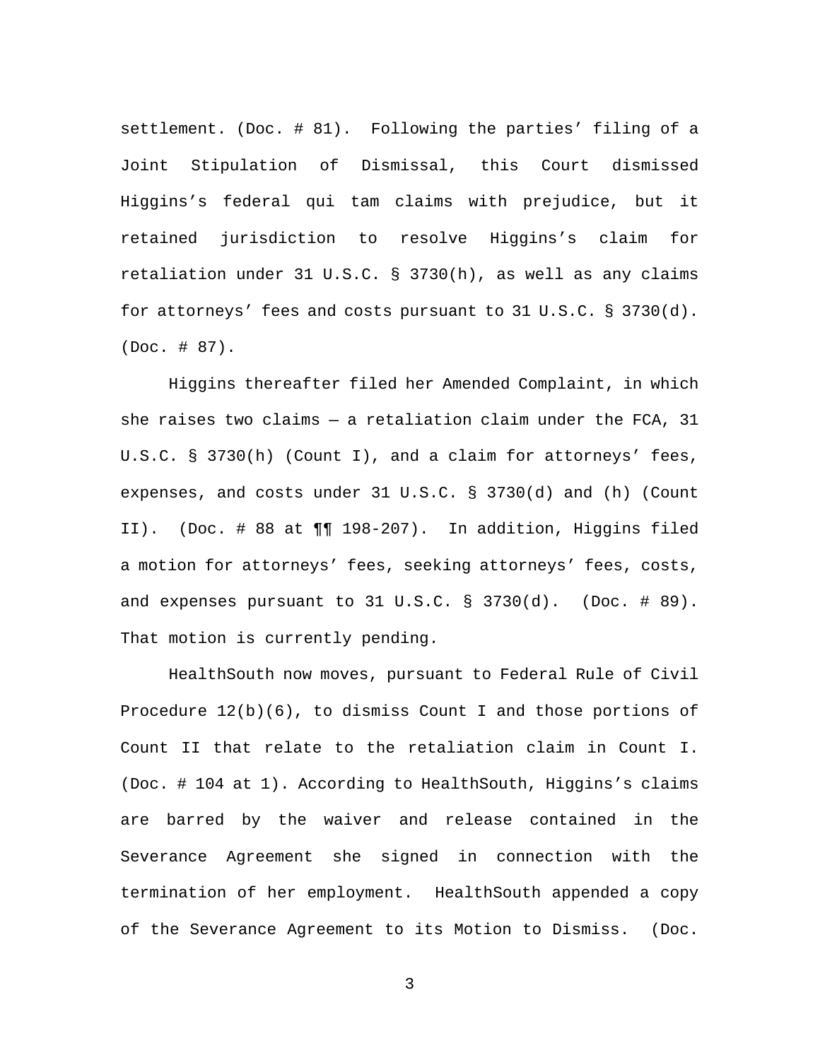settlement. (Doc. # 81). Following the parties' filing of a Joint Stipulation of Dismissal, this Court dismissed Higgins's federal qui tam claims with prejudice, but it retained jurisdiction to resolve Higgins's claim for retaliation under 31 U.S.C. § 3730(h), as well as any claims for attorneys' fees and costs pursuant to 31 U.S.C. § 3730(d). (Doc. # 87).

Higgins thereafter filed her Amended Complaint, in which she raises two claims — a retaliation claim under the FCA, 31 U.S.C. § 3730(h) (Count I), and a claim for attorneys' fees, expenses, and costs under 31 U.S.C. § 3730(d) and (h) (Count II). (Doc. # 88 at ¶¶ 198-207). In addition, Higgins filed a motion for attorneys' fees, seeking attorneys' fees, costs, and expenses pursuant to 31 U.S.C. § 3730(d). (Doc. # 89). That motion is currently pending.

HealthSouth now moves, pursuant to Federal Rule of Civil Procedure 12(b)(6), to dismiss Count I and those portions of Count II that relate to the retaliation claim in Count I. (Doc. # 104 at 1). According to HealthSouth, Higgins's claims are barred by the waiver and release contained in the Severance Agreement she signed in connection with the termination of her employment. HealthSouth appended a copy of the Severance Agreement to its Motion to Dismiss. (Doc.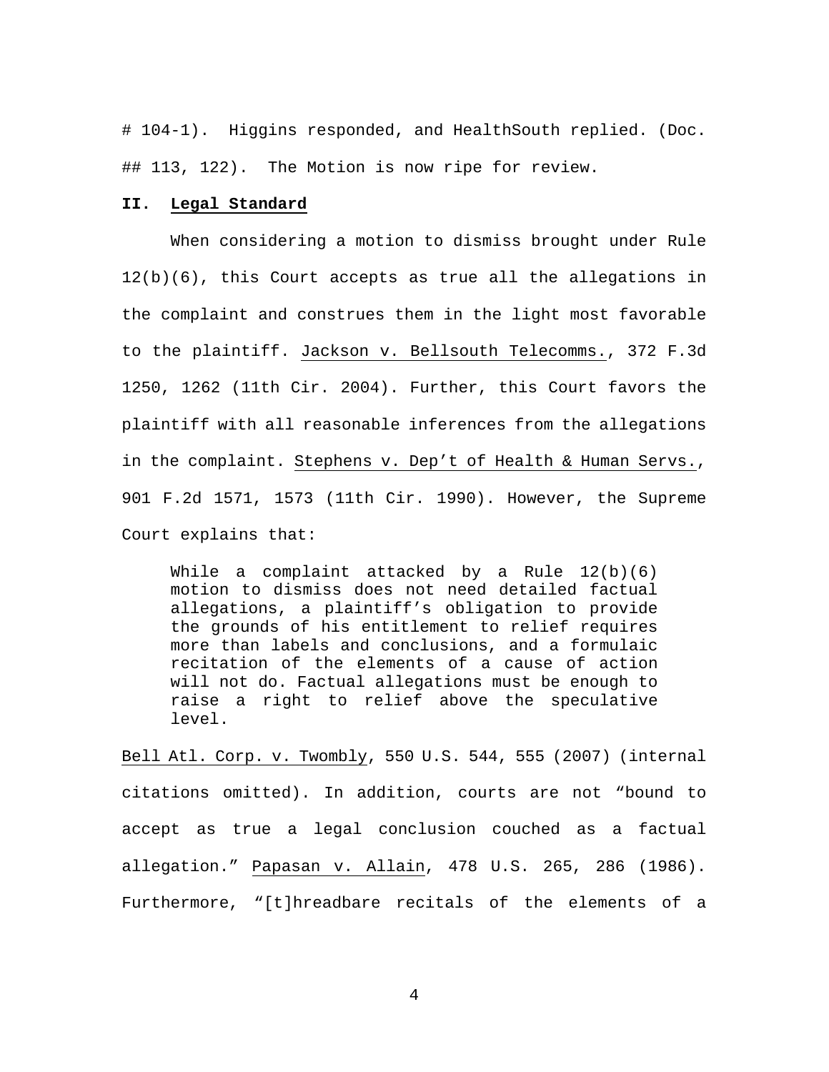# 104-1). Higgins responded, and HealthSouth replied. (Doc. ## 113, 122). The Motion is now ripe for review.

## II. Legal Standard

When considering a motion to dismiss brought under Rule 12(b)(6), this Court accepts as true all the allegations in the complaint and construes them in the light most favorable to the plaintiff. Jackson v. Bellsouth Telecomms., 372 F.3d 1250, 1262 (11th Cir. 2004). Further, this Court favors the plaintiff with all reasonable inferences from the allegations in the complaint. Stephens v. Dep't of Health & Human Servs., 901 F.2d 1571, 1573 (11th Cir. 1990). However, the Supreme Court explains that:

> While a complaint attacked by a Rule 12(b)(6) motion to dismiss does not need detailed factual allegations, a plaintiff's obligation to provide the grounds of his entitlement to relief requires more than labels and conclusions, and a formulaic recitation of the elements of a cause of action will not do. Factual allegations must be enough to raise a right to relief above the speculative level.

Bell Atl. Corp. v. Twombly, 550 U.S. 544, 555 (2007) (internal citations omitted). In addition, courts are not "bound to accept as true a legal conclusion couched as a factual allegation." Papasan v. Allain, 478 U.S. 265, 286 (1986). Furthermore, "[t]hreadbare recitals of the elements of a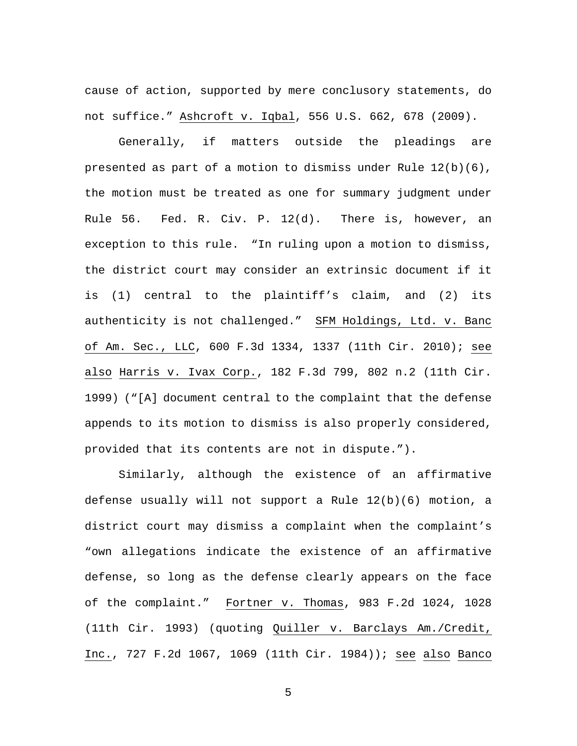cause of action, supported by mere conclusory statements, do not suffice." Ashcroft v. Iqbal, 556 U.S. 662, 678 (2009).

Generally, if matters outside the pleadings are presented as part of a motion to dismiss under Rule 12(b)(6), the motion must be treated as one for summary judgment under Rule 56. Fed. R. Civ. P. 12(d). There is, however, an exception to this rule. "In ruling upon a motion to dismiss, the district court may consider an extrinsic document if it is (1) central to the plaintiff's claim, and (2) its authenticity is not challenged." SFM Holdings, Ltd. v. Banc of Am. Sec., LLC, 600 F.3d 1334, 1337 (11th Cir. 2010); see also Harris v. Ivax Corp., 182 F.3d 799, 802 n.2 (11th Cir. 1999) ("[A] document central to the complaint that the defense appends to its motion to dismiss is also properly considered, provided that its contents are not in dispute.").

Similarly, although the existence of an affirmative defense usually will not support a Rule 12(b)(6) motion, a district court may dismiss a complaint when the complaint's "own allegations indicate the existence of an affirmative defense, so long as the defense clearly appears on the face of the complaint." Fortner v. Thomas, 983 F.2d 1024, 1028 (11th Cir. 1993) (quoting Quiller v. Barclays Am./Credit, Inc., 727 F.2d 1067, 1069 (11th Cir. 1984)); see also Banco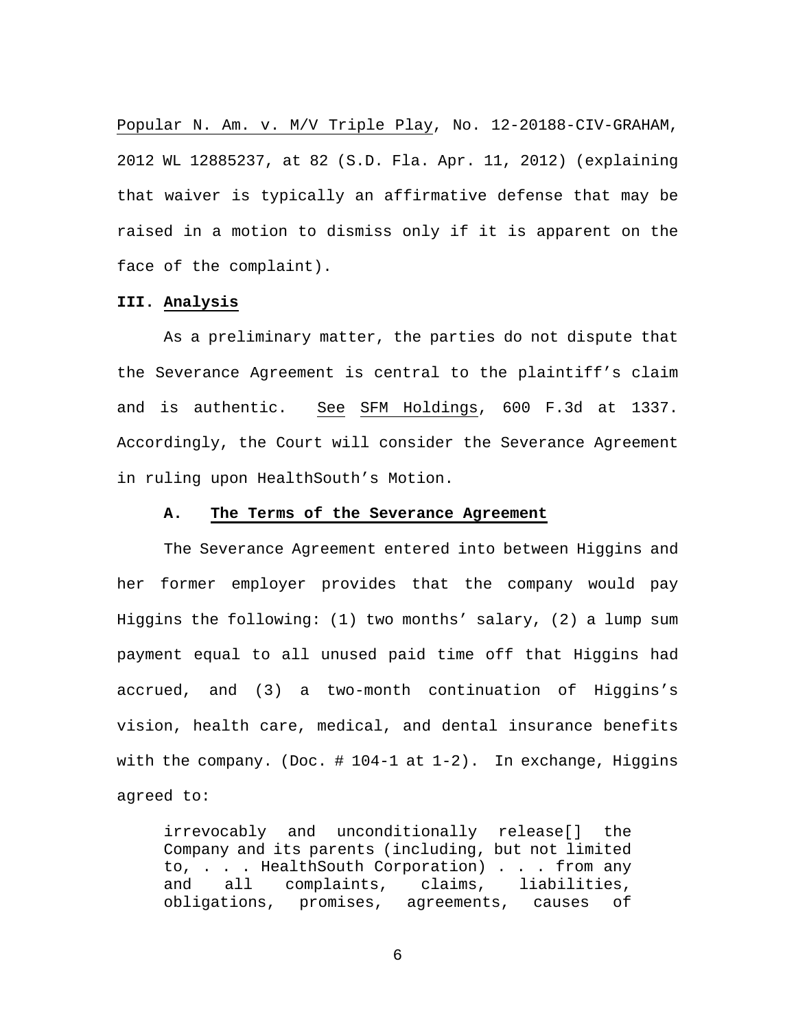Popular N. Am. v. M/V Triple Play, No. 12-20188-CIV-GRAHAM, 2012 WL 12885237, at 82 (S.D. Fla. Apr. 11, 2012) (explaining that waiver is typically an affirmative defense that may be raised in a motion to dismiss only if it is apparent on the face of the complaint).

**III. Analysis**

As a preliminary matter, the parties do not dispute that the Severance Agreement is central to the plaintiff's claim and is authentic. See SFM Holdings, 600 F.3d at 1337. Accordingly, the Court will consider the Severance Agreement in ruling upon HealthSouth's Motion.

**A. The Terms of the Severance Agreement**

The Severance Agreement entered into between Higgins and her former employer provides that the company would pay Higgins the following: (1) two months' salary, (2) a lump sum payment equal to all unused paid time off that Higgins had accrued, and (3) a two-month continuation of Higgins's vision, health care, medical, and dental insurance benefits with the company. (Doc. # 104-1 at 1-2). In exchange, Higgins agreed to:

> irrevocably and unconditionally release[] the Company and its parents (including, but not limited to, . . . HealthSouth Corporation) . . . from any and all complaints, claims, liabilities, obligations, promises, agreements, causes of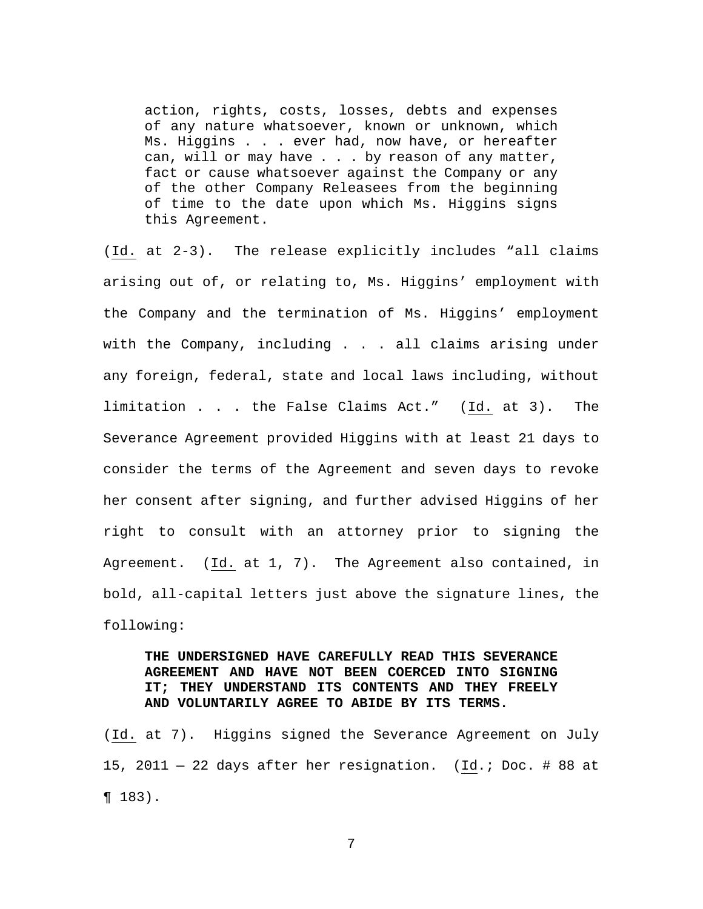> action, rights, costs, losses, debts and expenses of any nature whatsoever, known or unknown, which Ms. Higgins . . . ever had, now have, or hereafter can, will or may have . . . by reason of any matter, fact or cause whatsoever against the Company or any of the other Company Releasees from the beginning of time to the date upon which Ms. Higgins signs this Agreement.

(Id. at 2-3). The release explicitly includes "all claims arising out of, or relating to, Ms. Higgins' employment with the Company and the termination of Ms. Higgins' employment with the Company, including . . . all claims arising under any foreign, federal, state and local laws including, without limitation . . . the False Claims Act." (Id. at 3). The Severance Agreement provided Higgins with at least 21 days to consider the terms of the Agreement and seven days to revoke her consent after signing, and further advised Higgins of her right to consult with an attorney prior to signing the Agreement. (Id. at 1, 7). The Agreement also contained, in bold, all-capital letters just above the signature lines, the following:

> **THE UNDERSIGNED HAVE CAREFULLY READ THIS SEVERANCE AGREEMENT AND HAVE NOT BEEN COERCED INTO SIGNING IT; THEY UNDERSTAND ITS CONTENTS AND THEY FREELY AND VOLUNTARILY AGREE TO ABIDE BY ITS TERMS.**

(Id. at 7). Higgins signed the Severance Agreement on July 15, 2011 — 22 days after her resignation. (Id.; Doc. # 88 at ¶ 183).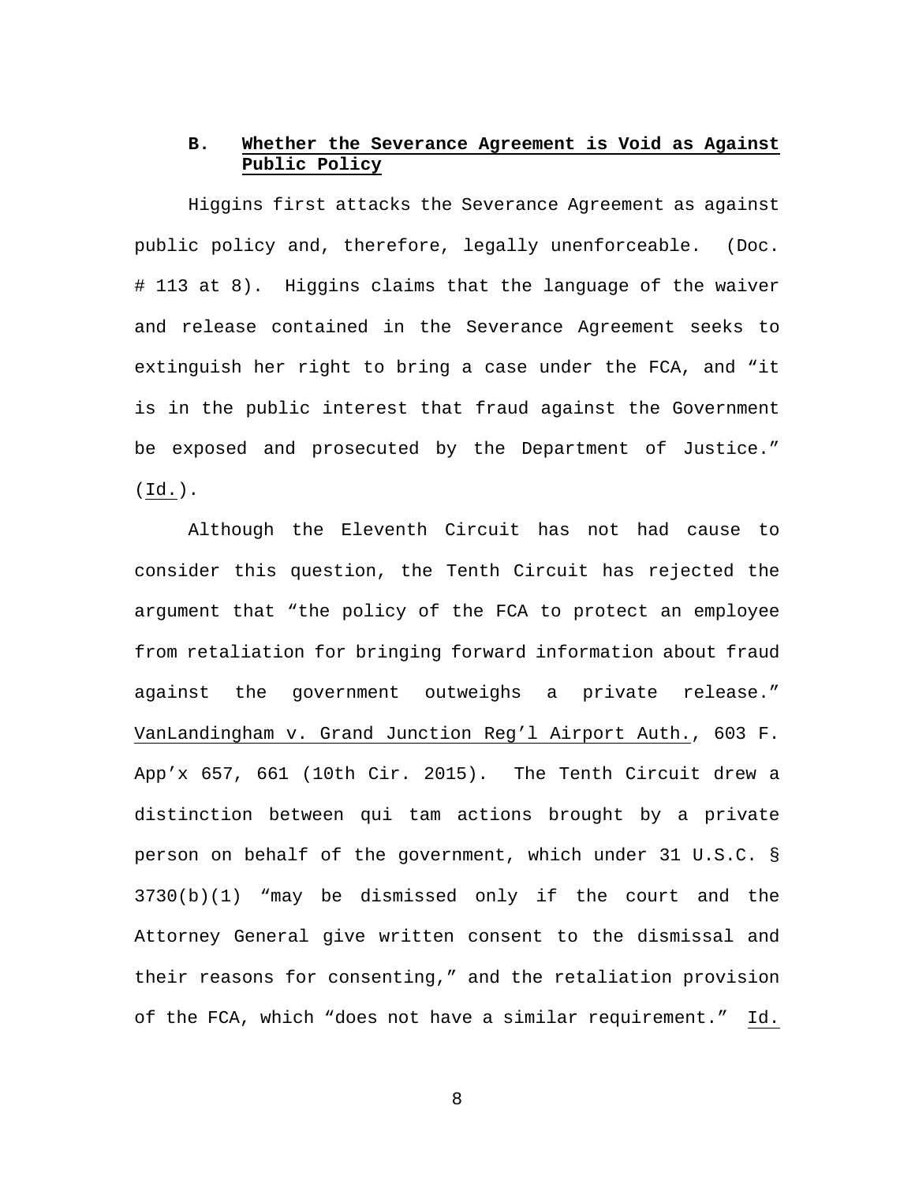### B. <u>Whether the Severance Agreement is Void as Against Public Policy</u>

Higgins first attacks the Severance Agreement as against public policy and, therefore, legally unenforceable. (Doc. # 113 at 8). Higgins claims that the language of the waiver and release contained in the Severance Agreement seeks to extinguish her right to bring a case under the FCA, and "it is in the public interest that fraud against the Government be exposed and prosecuted by the Department of Justice." (<u>Id.</u>).

Although the Eleventh Circuit has not had cause to consider this question, the Tenth Circuit has rejected the argument that "the policy of the FCA to protect an employee from retaliation for bringing forward information about fraud against the government outweighs a private release." <u>VanLandingham v. Grand Junction Reg'l Airport Auth.</u>, 603 F. App'x 657, 661 (10th Cir. 2015). The Tenth Circuit drew a distinction between qui tam actions brought by a private person on behalf of the government, which under 31 U.S.C. § 3730(b)(1) "may be dismissed only if the court and the Attorney General give written consent to the dismissal and their reasons for consenting," and the retaliation provision of the FCA, which "does not have a similar requirement." <u>Id.</u>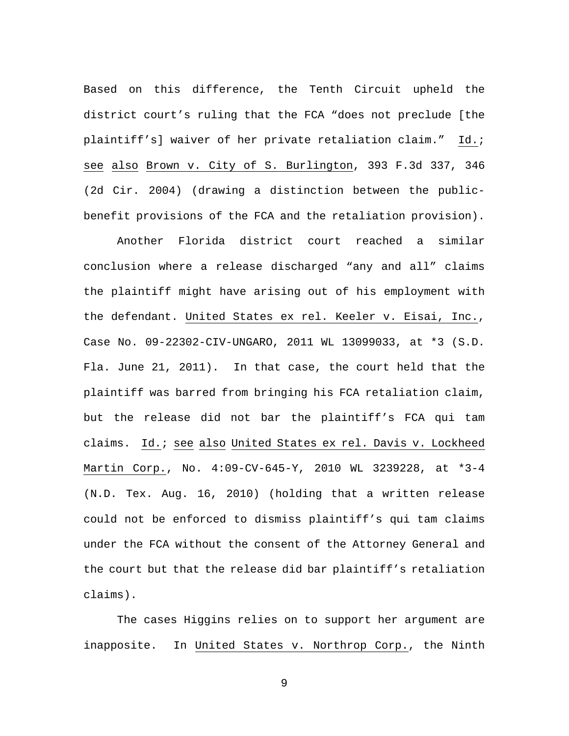Based on this difference, the Tenth Circuit upheld the district court's ruling that the FCA "does not preclude [the plaintiff's] waiver of her private retaliation claim." Id.; see also Brown v. City of S. Burlington, 393 F.3d 337, 346 (2d Cir. 2004) (drawing a distinction between the public-benefit provisions of the FCA and the retaliation provision).

Another Florida district court reached a similar conclusion where a release discharged "any and all" claims the plaintiff might have arising out of his employment with the defendant. United States ex rel. Keeler v. Eisai, Inc., Case No. 09-22302-CIV-UNGARO, 2011 WL 13099033, at *3 (S.D. Fla. June 21, 2011). In that case, the court held that the plaintiff was barred from bringing his FCA retaliation claim, but the release did not bar the plaintiff's FCA qui tam claims. Id.; see also United States ex rel. Davis v. Lockheed Martin Corp., No. 4:09-CV-645-Y, 2010 WL 3239228, at *3-4 (N.D. Tex. Aug. 16, 2010) (holding that a written release could not be enforced to dismiss plaintiff's qui tam claims under the FCA without the consent of the Attorney General and the court but that the release did bar plaintiff's retaliation claims).

The cases Higgins relies on to support her argument are inapposite. In United States v. Northrop Corp., the Ninth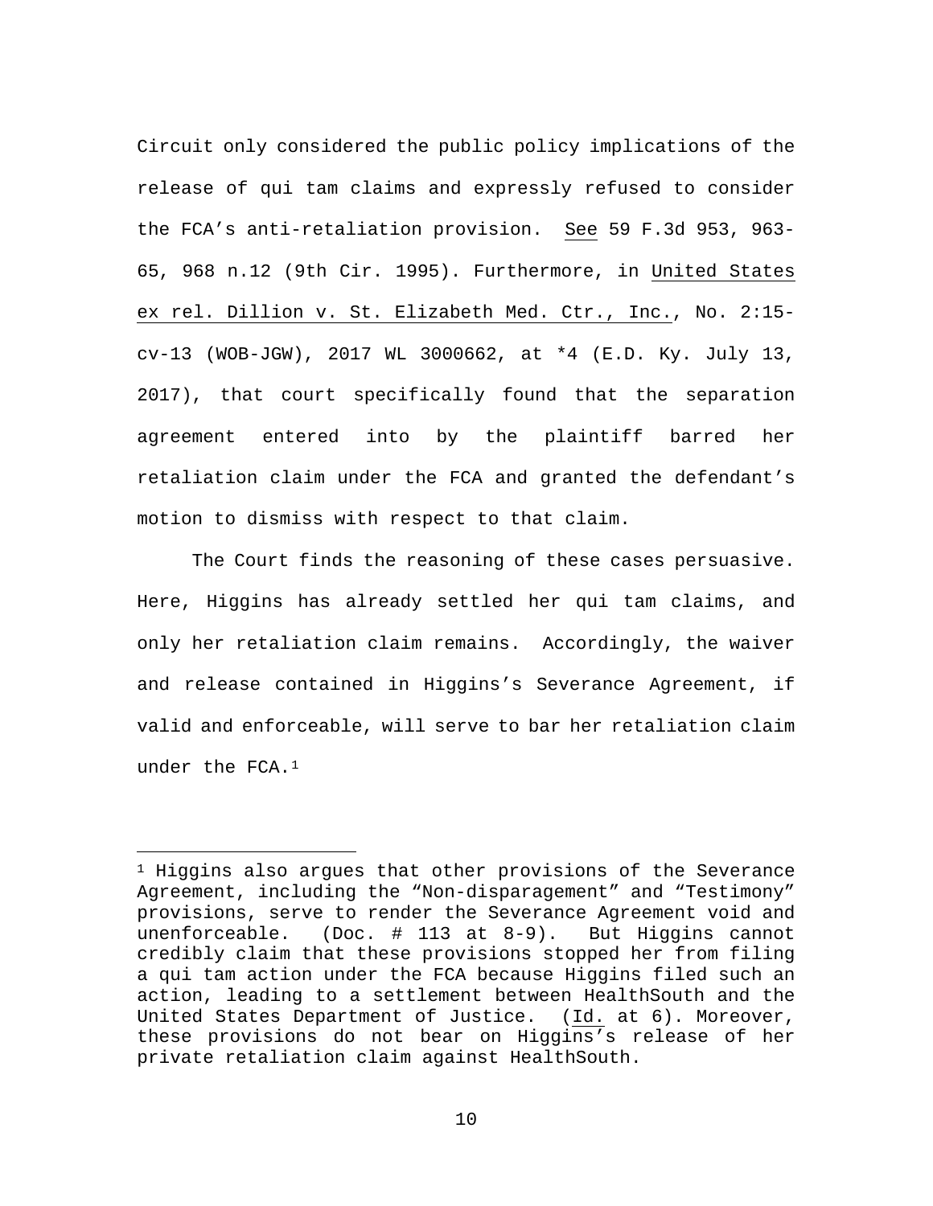Circuit only considered the public policy implications of the release of qui tam claims and expressly refused to consider the FCA's anti-retaliation provision. See 59 F.3d 953, 963-65, 968 n.12 (9th Cir. 1995). Furthermore, in United States ex rel. Dillion v. St. Elizabeth Med. Ctr., Inc., No. 2:15-cv-13 (WOB-JGW), 2017 WL 3000662, at *4 (E.D. Ky. July 13, 2017), that court specifically found that the separation agreement entered into by the plaintiff barred her retaliation claim under the FCA and granted the defendant's motion to dismiss with respect to that claim.

The Court finds the reasoning of these cases persuasive. Here, Higgins has already settled her qui tam claims, and only her retaliation claim remains. Accordingly, the waiver and release contained in Higgins's Severance Agreement, if valid and enforceable, will serve to bar her retaliation claim under the FCA.[1]

---

[1] Higgins also argues that other provisions of the Severance Agreement, including the "Non-disparagement" and "Testimony" provisions, serve to render the Severance Agreement void and unenforceable. (Doc. # 113 at 8-9). But Higgins cannot credibly claim that these provisions stopped her from filing a qui tam action under the FCA because Higgins filed such an action, leading to a settlement between HealthSouth and the United States Department of Justice. (Id. at 6). Moreover, these provisions do not bear on Higgins's release of her private retaliation claim against HealthSouth.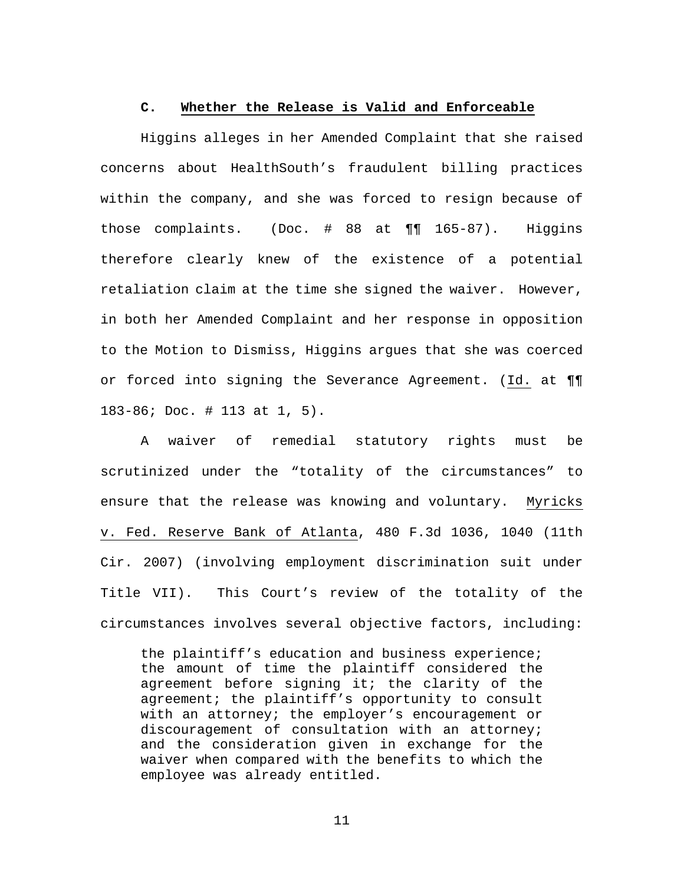### C. <u>Whether the Release is Valid and Enforceable</u>

Higgins alleges in her Amended Complaint that she raised concerns about HealthSouth's fraudulent billing practices within the company, and she was forced to resign because of those complaints. (Doc. # 88 at ¶¶ 165-87). Higgins therefore clearly knew of the existence of a potential retaliation claim at the time she signed the waiver. However, in both her Amended Complaint and her response in opposition to the Motion to Dismiss, Higgins argues that she was coerced or forced into signing the Severance Agreement. (<u>Id.</u> at ¶¶ 183-86; Doc. # 113 at 1, 5).

A waiver of remedial statutory rights must be scrutinized under the "totality of the circumstances" to ensure that the release was knowing and voluntary. <u>Myricks v. Fed. Reserve Bank of Atlanta</u>, 480 F.3d 1036, 1040 (11th Cir. 2007) (involving employment discrimination suit under Title VII). This Court's review of the totality of the circumstances involves several objective factors, including:

> the plaintiff's education and business experience; the amount of time the plaintiff considered the agreement before signing it; the clarity of the agreement; the plaintiff's opportunity to consult with an attorney; the employer's encouragement or discouragement of consultation with an attorney; and the consideration given in exchange for the waiver when compared with the benefits to which the employee was already entitled.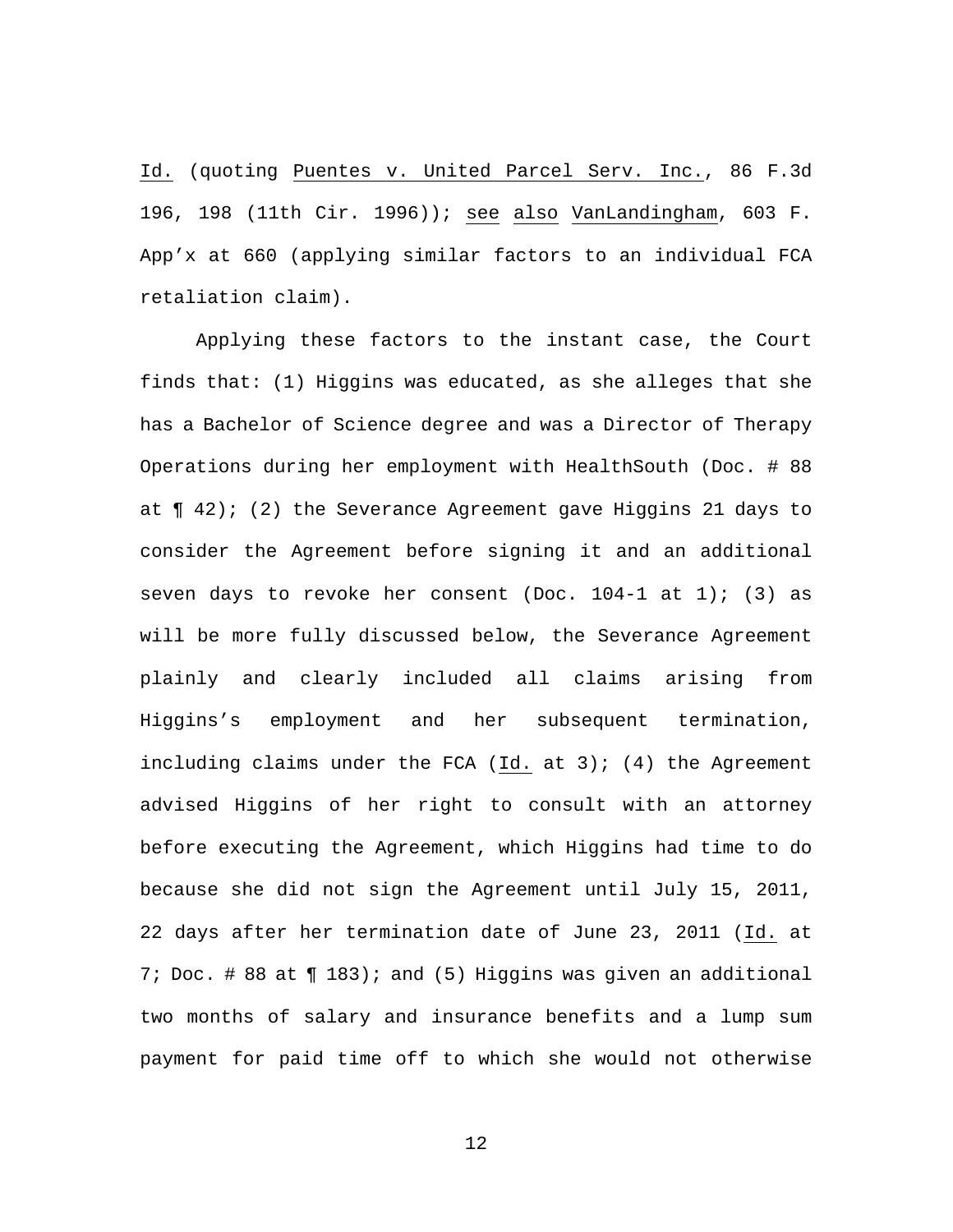Id. (quoting Puentes v. United Parcel Serv. Inc., 86 F.3d 196, 198 (11th Cir. 1996)); see also VanLandingham, 603 F. App'x at 660 (applying similar factors to an individual FCA retaliation claim).

Applying these factors to the instant case, the Court finds that: (1) Higgins was educated, as she alleges that she has a Bachelor of Science degree and was a Director of Therapy Operations during her employment with HealthSouth (Doc. # 88 at ¶ 42); (2) the Severance Agreement gave Higgins 21 days to consider the Agreement before signing it and an additional seven days to revoke her consent (Doc. 104-1 at 1); (3) as will be more fully discussed below, the Severance Agreement plainly and clearly included all claims arising from Higgins's employment and her subsequent termination, including claims under the FCA (Id. at 3); (4) the Agreement advised Higgins of her right to consult with an attorney before executing the Agreement, which Higgins had time to do because she did not sign the Agreement until July 15, 2011, 22 days after her termination date of June 23, 2011 (Id. at 7; Doc. # 88 at ¶ 183); and (5) Higgins was given an additional two months of salary and insurance benefits and a lump sum payment for paid time off to which she would not otherwise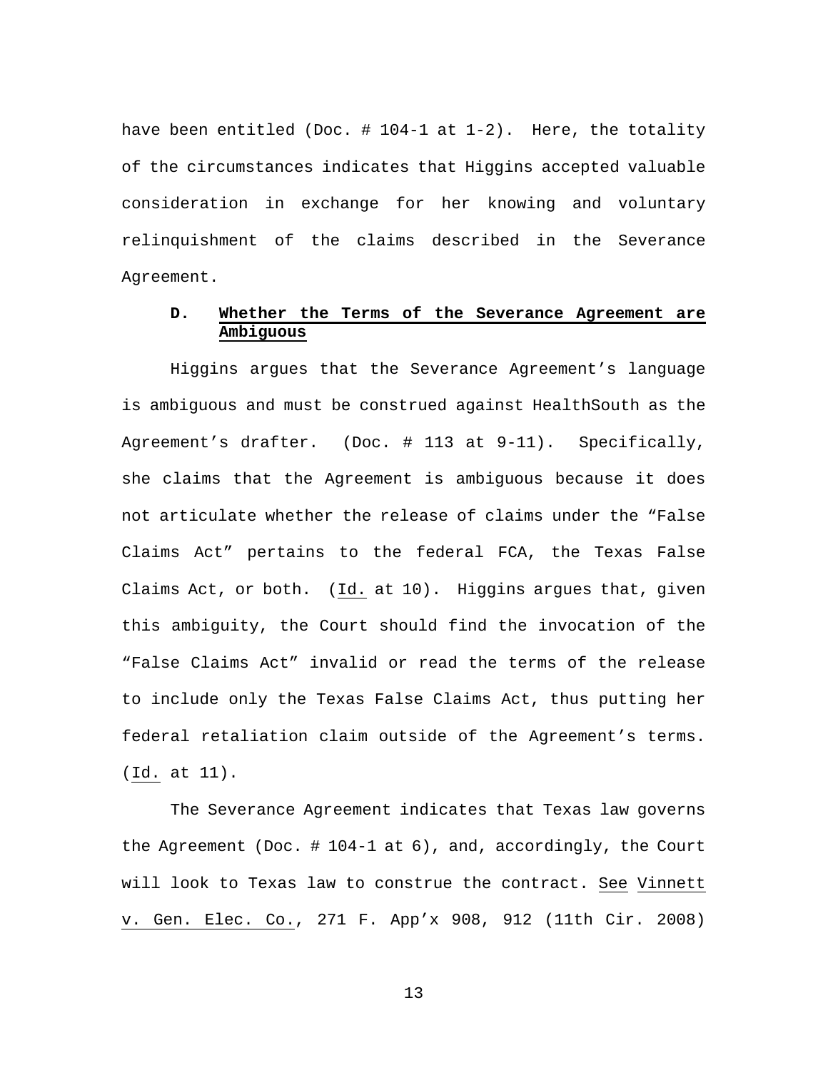have been entitled (Doc. # 104-1 at 1-2). Here, the totality of the circumstances indicates that Higgins accepted valuable consideration in exchange for her knowing and voluntary relinquishment of the claims described in the Severance Agreement.

### D. Whether the Terms of the Severance Agreement are Ambiguous

Higgins argues that the Severance Agreement's language is ambiguous and must be construed against HealthSouth as the Agreement's drafter. (Doc. # 113 at 9-11). Specifically, she claims that the Agreement is ambiguous because it does not articulate whether the release of claims under the "False Claims Act" pertains to the federal FCA, the Texas False Claims Act, or both. (Id. at 10). Higgins argues that, given this ambiguity, the Court should find the invocation of the "False Claims Act" invalid or read the terms of the release to include only the Texas False Claims Act, thus putting her federal retaliation claim outside of the Agreement's terms. (Id. at 11).

The Severance Agreement indicates that Texas law governs the Agreement (Doc. # 104-1 at 6), and, accordingly, the Court will look to Texas law to construe the contract. See Vinnett v. Gen. Elec. Co., 271 F. App'x 908, 912 (11th Cir. 2008)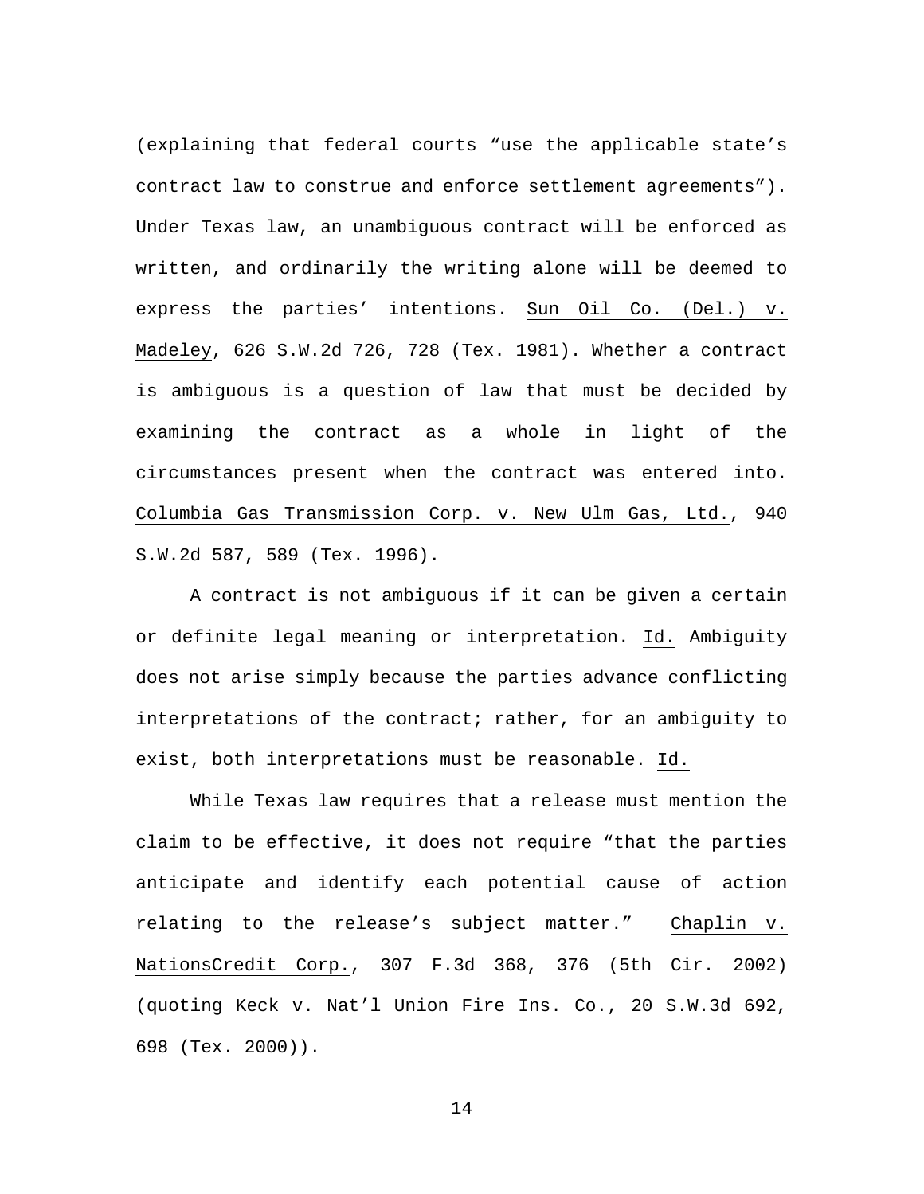(explaining that federal courts "use the applicable state's contract law to construe and enforce settlement agreements"). Under Texas law, an unambiguous contract will be enforced as written, and ordinarily the writing alone will be deemed to express the parties' intentions. Sun Oil Co. (Del.) v. Madeley, 626 S.W.2d 726, 728 (Tex. 1981). Whether a contract is ambiguous is a question of law that must be decided by examining the contract as a whole in light of the circumstances present when the contract was entered into. Columbia Gas Transmission Corp. v. New Ulm Gas, Ltd., 940 S.W.2d 587, 589 (Tex. 1996).

A contract is not ambiguous if it can be given a certain or definite legal meaning or interpretation. Id. Ambiguity does not arise simply because the parties advance conflicting interpretations of the contract; rather, for an ambiguity to exist, both interpretations must be reasonable. Id.

While Texas law requires that a release must mention the claim to be effective, it does not require "that the parties anticipate and identify each potential cause of action relating to the release's subject matter." Chaplin v. NationsCredit Corp., 307 F.3d 368, 376 (5th Cir. 2002) (quoting Keck v. Nat'l Union Fire Ins. Co., 20 S.W.3d 692, 698 (Tex. 2000)).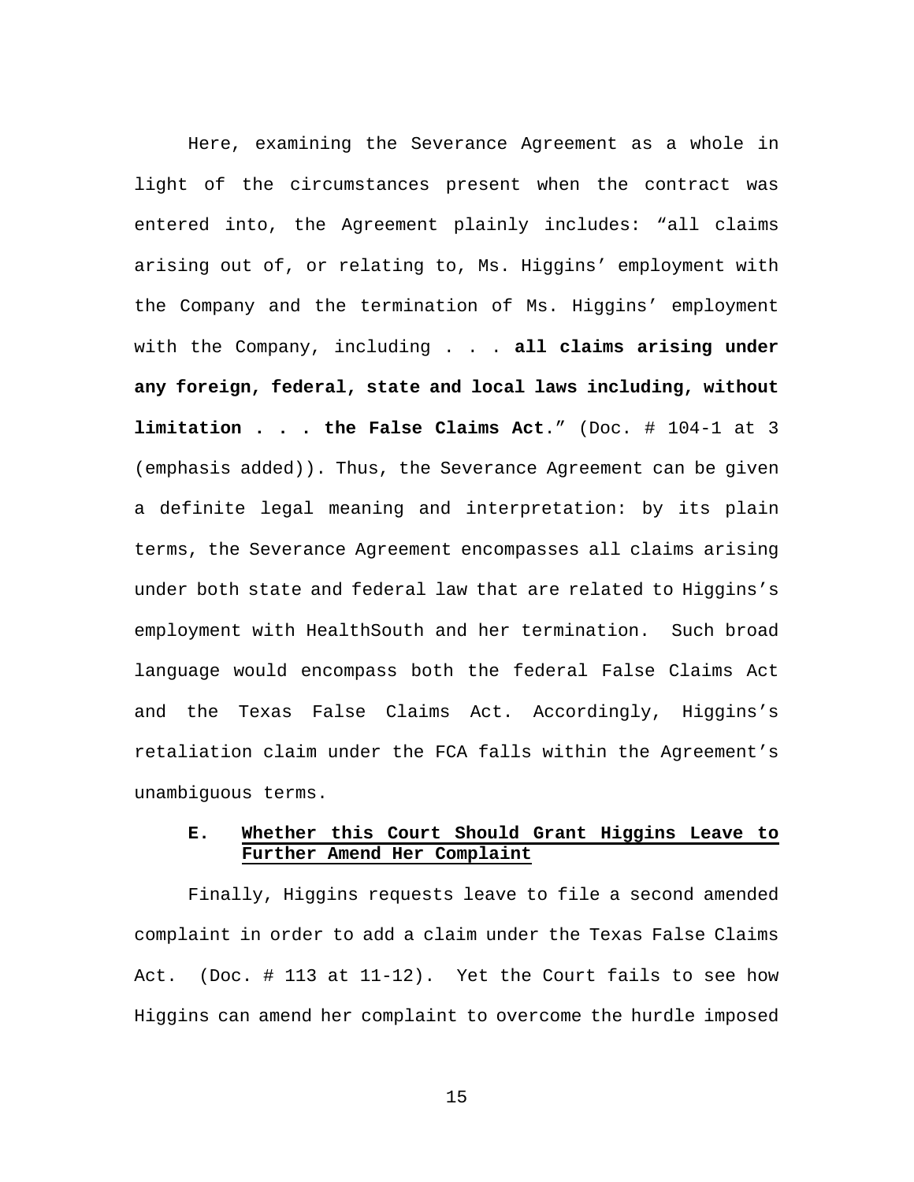Here, examining the Severance Agreement as a whole in light of the circumstances present when the contract was entered into, the Agreement plainly includes: "all claims arising out of, or relating to, Ms. Higgins' employment with the Company and the termination of Ms. Higgins' employment with the Company, including . . . **all claims arising under any foreign, federal, state and local laws including, without limitation . . . the False Claims Act**." (Doc. # 104-1 at 3 (emphasis added)). Thus, the Severance Agreement can be given a definite legal meaning and interpretation: by its plain terms, the Severance Agreement encompasses all claims arising under both state and federal law that are related to Higgins's employment with HealthSouth and her termination. Such broad language would encompass both the federal False Claims Act and the Texas False Claims Act. Accordingly, Higgins's retaliation claim under the FCA falls within the Agreement's unambiguous terms.

### E. Whether this Court Should Grant Higgins Leave to Further Amend Her Complaint

Finally, Higgins requests leave to file a second amended complaint in order to add a claim under the Texas False Claims Act. (Doc. # 113 at 11-12). Yet the Court fails to see how Higgins can amend her complaint to overcome the hurdle imposed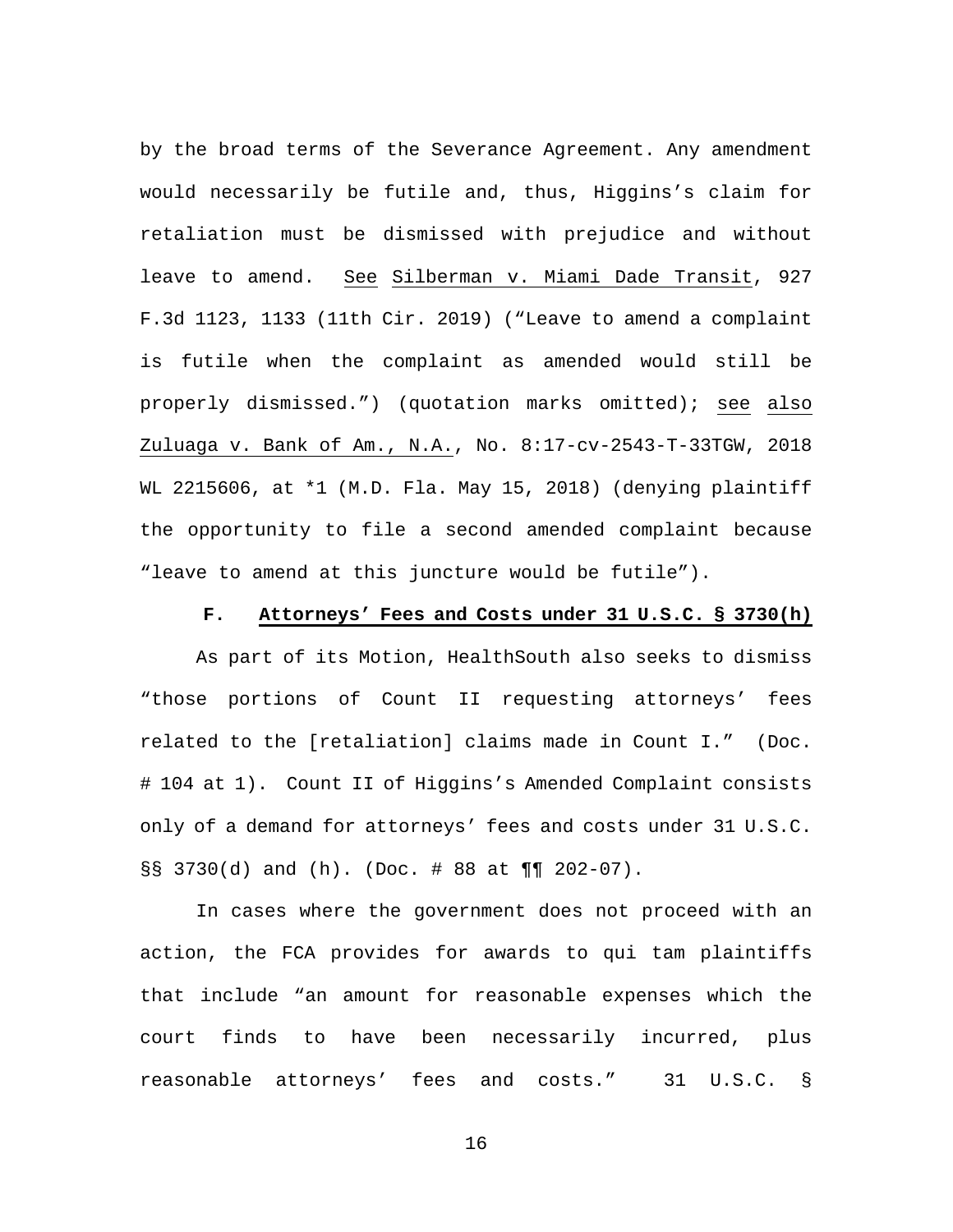by the broad terms of the Severance Agreement. Any amendment would necessarily be futile and, thus, Higgins's claim for retaliation must be dismissed with prejudice and without leave to amend. See Silberman v. Miami Dade Transit, 927 F.3d 1123, 1133 (11th Cir. 2019) ("Leave to amend a complaint is futile when the complaint as amended would still be properly dismissed.") (quotation marks omitted); see also Zuluaga v. Bank of Am., N.A., No. 8:17-cv-2543-T-33TGW, 2018 WL 2215606, at *1 (M.D. Fla. May 15, 2018) (denying plaintiff the opportunity to file a second amended complaint because "leave to amend at this juncture would be futile").

### F. Attorneys' Fees and Costs under 31 U.S.C. § 3730(h)

As part of its Motion, HealthSouth also seeks to dismiss "those portions of Count II requesting attorneys' fees related to the [retaliation] claims made in Count I." (Doc. # 104 at 1). Count II of Higgins's Amended Complaint consists only of a demand for attorneys' fees and costs under 31 U.S.C. §§ 3730(d) and (h). (Doc. # 88 at ¶¶ 202-07).

In cases where the government does not proceed with an action, the FCA provides for awards to qui tam plaintiffs that include "an amount for reasonable expenses which the court finds to have been necessarily incurred, plus reasonable attorneys' fees and costs." 31 U.S.C. §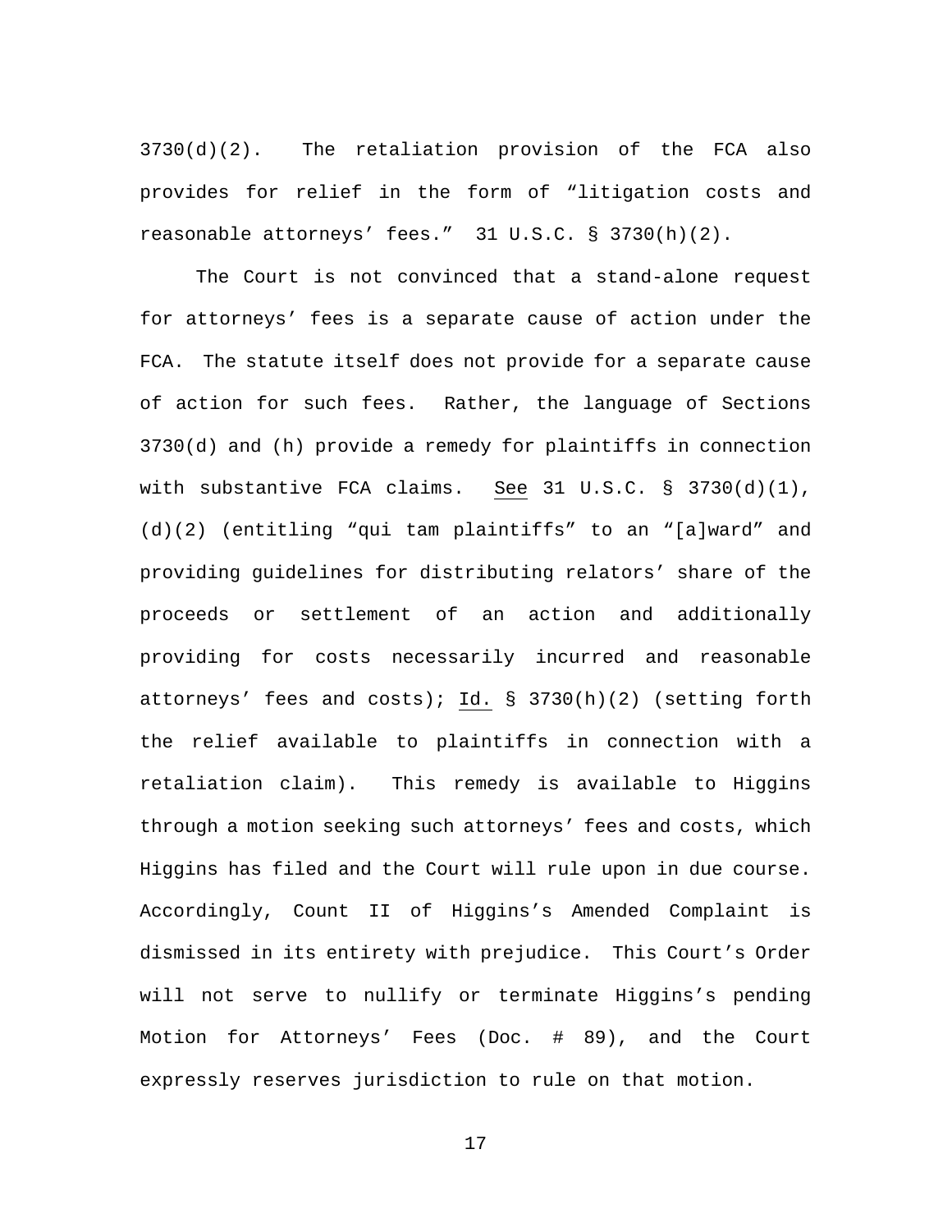3730(d)(2). The retaliation provision of the FCA also provides for relief in the form of "litigation costs and reasonable attorneys' fees." 31 U.S.C. § 3730(h)(2).

The Court is not convinced that a stand-alone request for attorneys' fees is a separate cause of action under the FCA. The statute itself does not provide for a separate cause of action for such fees. Rather, the language of Sections 3730(d) and (h) provide a remedy for plaintiffs in connection with substantive FCA claims. See 31 U.S.C. § 3730(d)(1), (d)(2) (entitling "qui tam plaintiffs" to an "[a]ward" and providing guidelines for distributing relators' share of the proceeds or settlement of an action and additionally providing for costs necessarily incurred and reasonable attorneys' fees and costs); Id. § 3730(h)(2) (setting forth the relief available to plaintiffs in connection with a retaliation claim). This remedy is available to Higgins through a motion seeking such attorneys' fees and costs, which Higgins has filed and the Court will rule upon in due course. Accordingly, Count II of Higgins's Amended Complaint is dismissed in its entirety with prejudice. This Court's Order will not serve to nullify or terminate Higgins's pending Motion for Attorneys' Fees (Doc. # 89), and the Court expressly reserves jurisdiction to rule on that motion.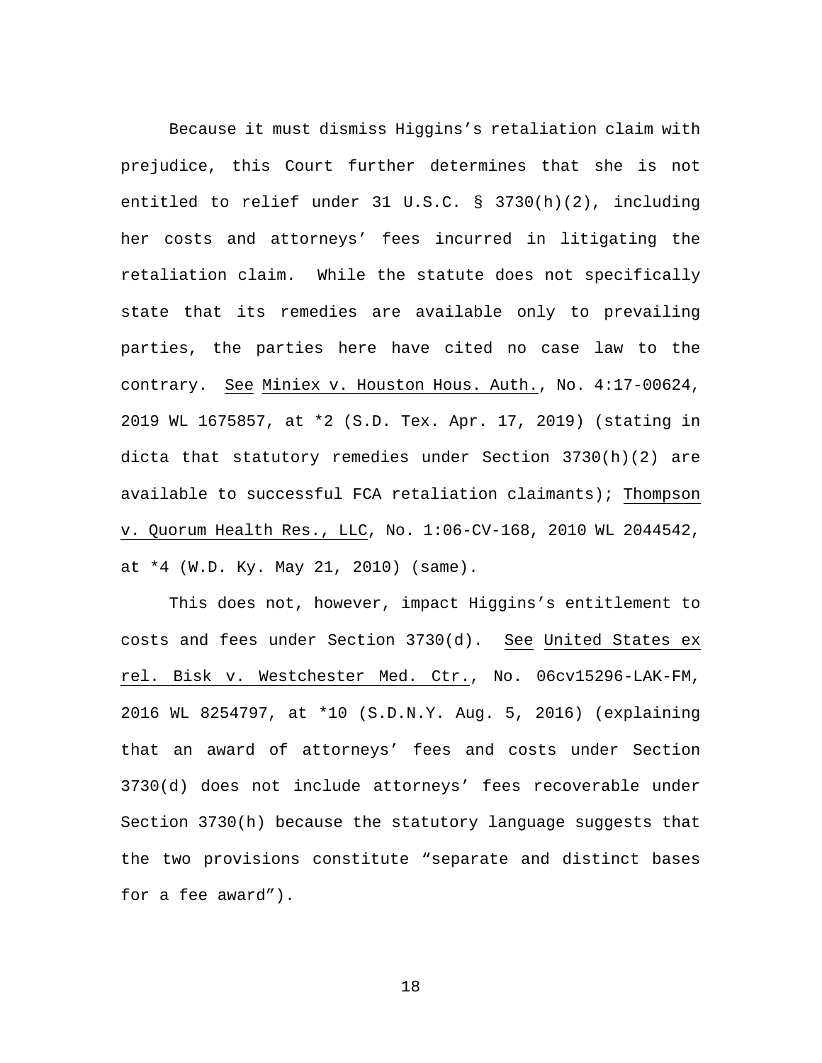Because it must dismiss Higgins's retaliation claim with prejudice, this Court further determines that she is not entitled to relief under 31 U.S.C. § 3730(h)(2), including her costs and attorneys' fees incurred in litigating the retaliation claim. While the statute does not specifically state that its remedies are available only to prevailing parties, the parties here have cited no case law to the contrary. See Miniex v. Houston Hous. Auth., No. 4:17-00624, 2019 WL 1675857, at *2 (S.D. Tex. Apr. 17, 2019) (stating in dicta that statutory remedies under Section 3730(h)(2) are available to successful FCA retaliation claimants); Thompson v. Quorum Health Res., LLC, No. 1:06-CV-168, 2010 WL 2044542, at *4 (W.D. Ky. May 21, 2010) (same).

This does not, however, impact Higgins's entitlement to costs and fees under Section 3730(d). See United States ex rel. Bisk v. Westchester Med. Ctr., No. 06cv15296-LAK-FM, 2016 WL 8254797, at *10 (S.D.N.Y. Aug. 5, 2016) (explaining that an award of attorneys' fees and costs under Section 3730(d) does not include attorneys' fees recoverable under Section 3730(h) because the statutory language suggests that the two provisions constitute "separate and distinct bases for a fee award").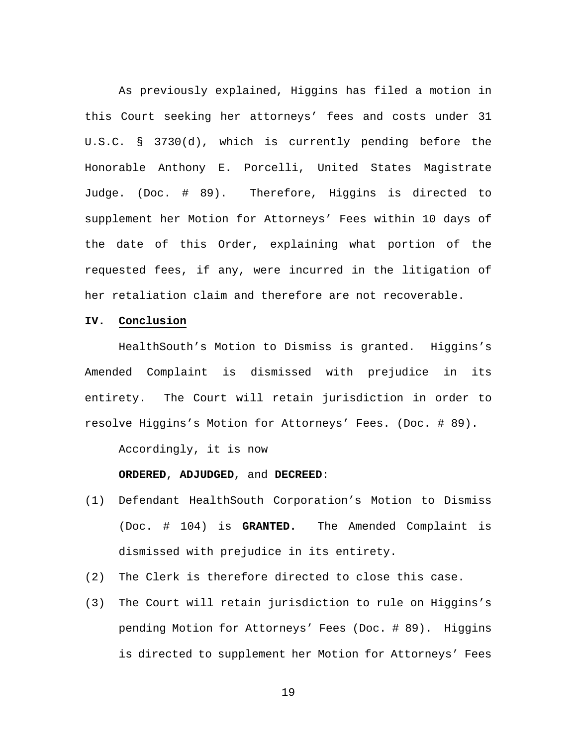As previously explained, Higgins has filed a motion in this Court seeking her attorneys' fees and costs under 31 U.S.C. § 3730(d), which is currently pending before the Honorable Anthony E. Porcelli, United States Magistrate Judge. (Doc. # 89). Therefore, Higgins is directed to supplement her Motion for Attorneys' Fees within 10 days of the date of this Order, explaining what portion of the requested fees, if any, were incurred in the litigation of her retaliation claim and therefore are not recoverable.

## IV. Conclusion

HealthSouth's Motion to Dismiss is granted. Higgins's Amended Complaint is dismissed with prejudice in its entirety. The Court will retain jurisdiction in order to resolve Higgins's Motion for Attorneys' Fees. (Doc. # 89).

Accordingly, it is now

**ORDERED**, **ADJUDGED**, and **DECREED**:

(1) Defendant HealthSouth Corporation's Motion to Dismiss (Doc. # 104) is **GRANTED.** The Amended Complaint is dismissed with prejudice in its entirety.

(2) The Clerk is therefore directed to close this case.

(3) The Court will retain jurisdiction to rule on Higgins's pending Motion for Attorneys' Fees (Doc. # 89). Higgins is directed to supplement her Motion for Attorneys' Fees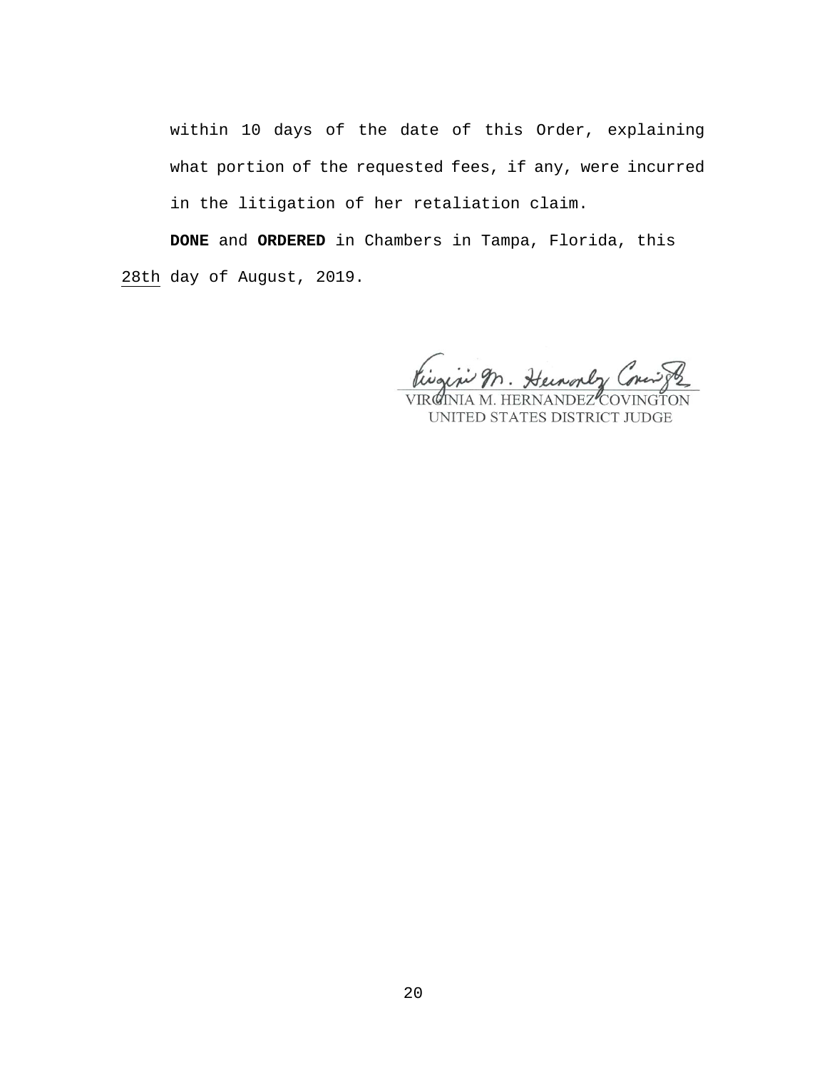within 10 days of the date of this Order, explaining what portion of the requested fees, if any, were incurred in the litigation of her retaliation claim.

**DONE** and **ORDERED** in Chambers in Tampa, Florida, this 28th day of August, 2019.

VIRGINIA M. HERNANDEZ COVINGTON
UNITED STATES DISTRICT JUDGE